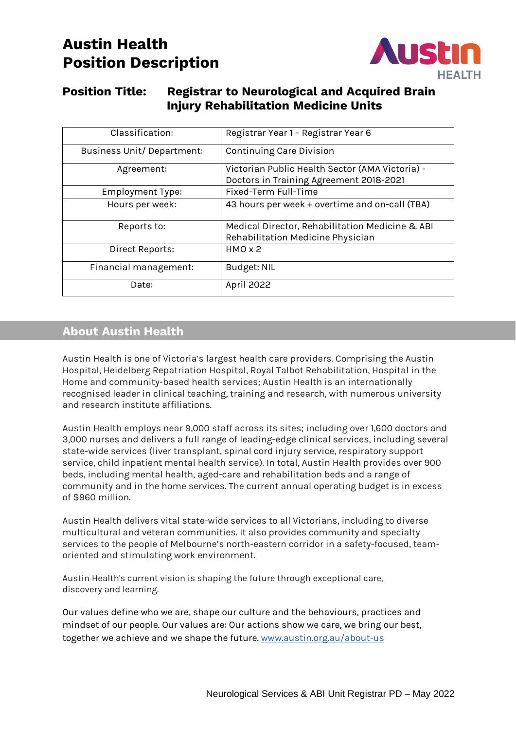# Austin Health
# Position Description

## Position Title: Registrar to Neurological and Acquired Brain Injury Rehabilitation Medicine Units

| Classification: | Registrar Year 1 – Registrar Year 6 |
|---|---|
| Business Unit/ Department: | Continuing Care Division |
| Agreement: | Victorian Public Health Sector (AMA Victoria) - Doctors in Training Agreement 2018-2021 |
| Employment Type: | Fixed-Term Full-Time |
| Hours per week: | 43 hours per week + overtime and on-call (TBA) |
| Reports to: | Medical Director, Rehabilitation Medicine & ABI Rehabilitation Medicine Physician |
| Direct Reports: | HMO x 2 |
| Financial management: | Budget: NIL |
| Date: | April 2022 |

## About Austin Health

Austin Health is one of Victoria's largest health care providers. Comprising the Austin Hospital, Heidelberg Repatriation Hospital, Royal Talbot Rehabilitation, Hospital in the Home and community-based health services; Austin Health is an internationally recognised leader in clinical teaching, training and research, with numerous university and research institute affiliations.

Austin Health employs near 9,000 staff across its sites; including over 1,600 doctors and 3,000 nurses and delivers a full range of leading-edge clinical services, including several state-wide services (liver transplant, spinal cord injury service, respiratory support service, child inpatient mental health service). In total, Austin Health provides over 900 beds, including mental health, aged-care and rehabilitation beds and a range of community and in the home services. The current annual operating budget is in excess of $960 million.

Austin Health delivers vital state-wide services to all Victorians, including to diverse multicultural and veteran communities. It also provides community and specialty services to the people of Melbourne's north-eastern corridor in a safety-focused, team-oriented and stimulating work environment.

Austin Health's current vision is shaping the future through exceptional care, discovery and learning.

Our values define who we are, shape our culture and the behaviours, practices and mindset of our people. Our values are: Our actions show we care, we bring our best, together we achieve and we shape the future. [www.austin.org.au/about-us](http://www.austin.org.au/about-us)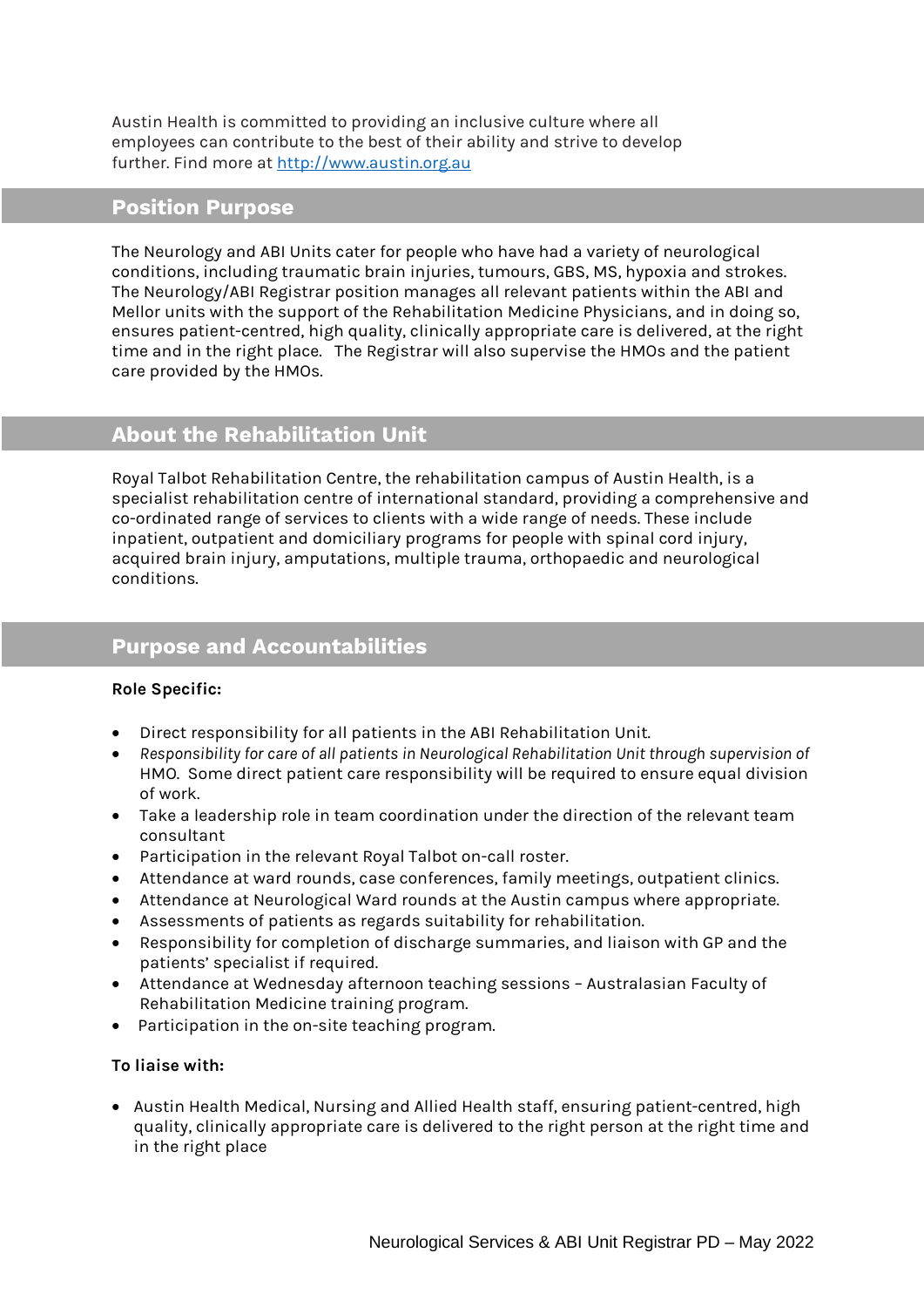Austin Health is committed to providing an inclusive culture where all employees can contribute to the best of their ability and strive to develop further. Find more at [http://www.austin.org.au](http://www.austin.org.au)

## Position Purpose

The Neurology and ABI Units cater for people who have had a variety of neurological conditions, including traumatic brain injuries, tumours, GBS, MS, hypoxia and strokes. The Neurology/ABI Registrar position manages all relevant patients within the ABI and Mellor units with the support of the Rehabilitation Medicine Physicians, and in doing so, ensures patient-centred, high quality, clinically appropriate care is delivered, at the right time and in the right place. The Registrar will also supervise the HMOs and the patient care provided by the HMOs.

## About the Rehabilitation Unit

Royal Talbot Rehabilitation Centre, the rehabilitation campus of Austin Health, is a specialist rehabilitation centre of international standard, providing a comprehensive and co-ordinated range of services to clients with a wide range of needs. These include inpatient, outpatient and domiciliary programs for people with spinal cord injury, acquired brain injury, amputations, multiple trauma, orthopaedic and neurological conditions.

## Purpose and Accountabilities

**Role Specific:**

- Direct responsibility for all patients in the ABI Rehabilitation Unit.
- *Responsibility for care of all patients in Neurological Rehabilitation Unit through supervision of* HMO. Some direct patient care responsibility will be required to ensure equal division of work.
- Take a leadership role in team coordination under the direction of the relevant team consultant
- Participation in the relevant Royal Talbot on-call roster.
- Attendance at ward rounds, case conferences, family meetings, outpatient clinics.
- Attendance at Neurological Ward rounds at the Austin campus where appropriate.
- Assessments of patients as regards suitability for rehabilitation.
- Responsibility for completion of discharge summaries, and liaison with GP and the patients' specialist if required.
- Attendance at Wednesday afternoon teaching sessions – Australasian Faculty of Rehabilitation Medicine training program.
- Participation in the on-site teaching program.

**To liaise with:**

- Austin Health Medical, Nursing and Allied Health staff, ensuring patient-centred, high quality, clinically appropriate care is delivered to the right person at the right time and in the right place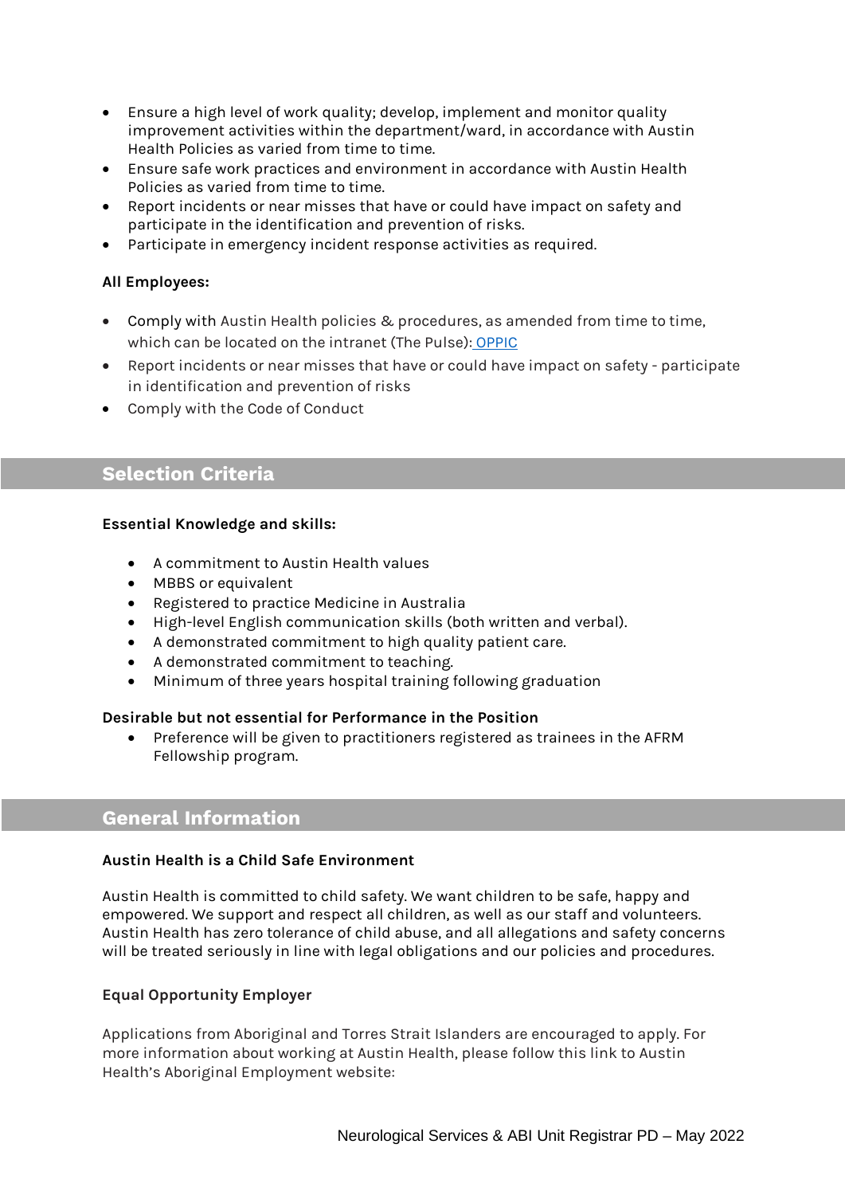- Ensure a high level of work quality; develop, implement and monitor quality improvement activities within the department/ward, in accordance with Austin Health Policies as varied from time to time.
- Ensure safe work practices and environment in accordance with Austin Health Policies as varied from time to time.
- Report incidents or near misses that have or could have impact on safety and participate in the identification and prevention of risks.
- Participate in emergency incident response activities as required.

**All Employees:**

- Comply with Austin Health policies & procedures, as amended from time to time, which can be located on the intranet (The Pulse): OPPIC
- Report incidents or near misses that have or could have impact on safety - participate in identification and prevention of risks
- Comply with the Code of Conduct

## Selection Criteria

**Essential Knowledge and skills:**

- A commitment to Austin Health values
- MBBS or equivalent
- Registered to practice Medicine in Australia
- High-level English communication skills (both written and verbal).
- A demonstrated commitment to high quality patient care.
- A demonstrated commitment to teaching.
- Minimum of three years hospital training following graduation

**Desirable but not essential for Performance in the Position**

- Preference will be given to practitioners registered as trainees in the AFRM Fellowship program.

## General Information

**Austin Health is a Child Safe Environment**

Austin Health is committed to child safety. We want children to be safe, happy and empowered. We support and respect all children, as well as our staff and volunteers. Austin Health has zero tolerance of child abuse, and all allegations and safety concerns will be treated seriously in line with legal obligations and our policies and procedures.

**Equal Opportunity Employer**

Applications from Aboriginal and Torres Strait Islanders are encouraged to apply. For more information about working at Austin Health, please follow this link to Austin Health's Aboriginal Employment website: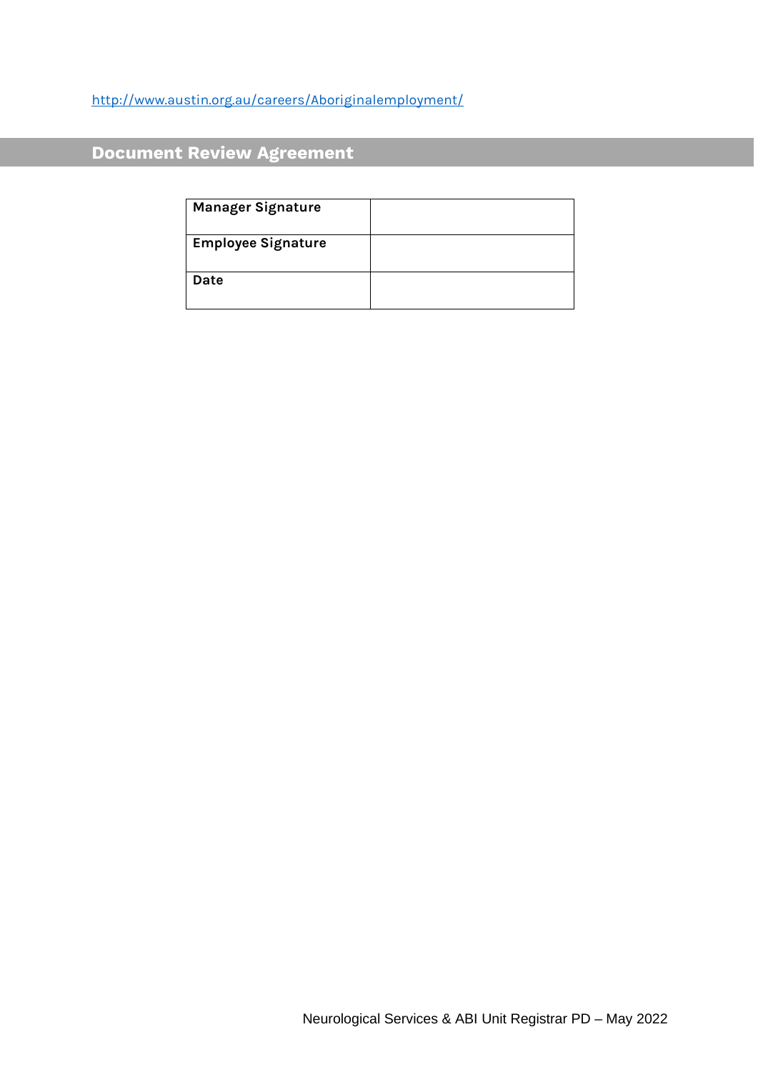http://www.austin.org.au/careers/Aboriginalemployment/

## Document Review Agreement

| | |
|---|---|
| **Manager Signature** | |
| **Employee Signature** | |
| **Date** | |